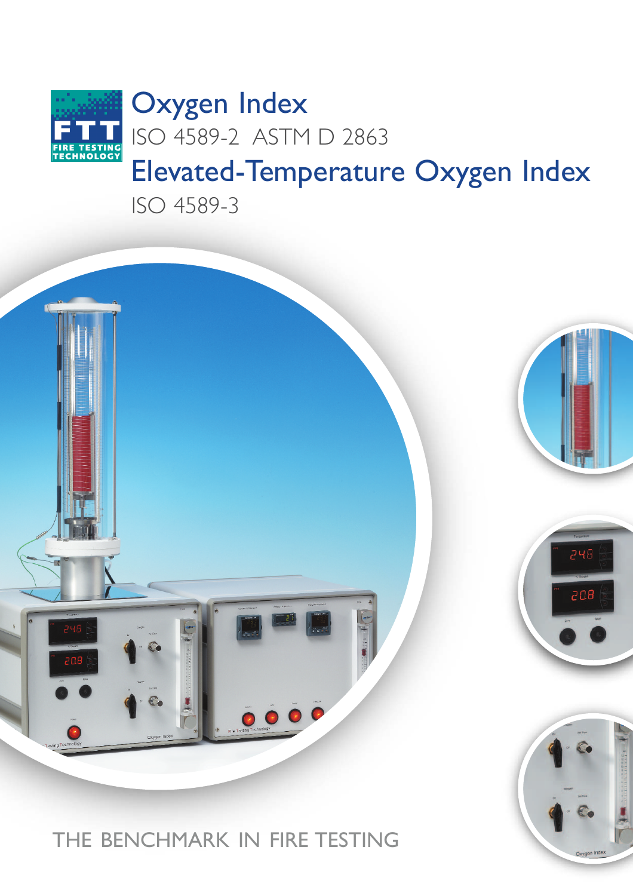# Oxygen Index

ISO 4589-2 ASTM D 2863

# Elevated-Temperature Oxygen Index

ISO 4589-3

THE BENCHMARK IN FIRE TESTING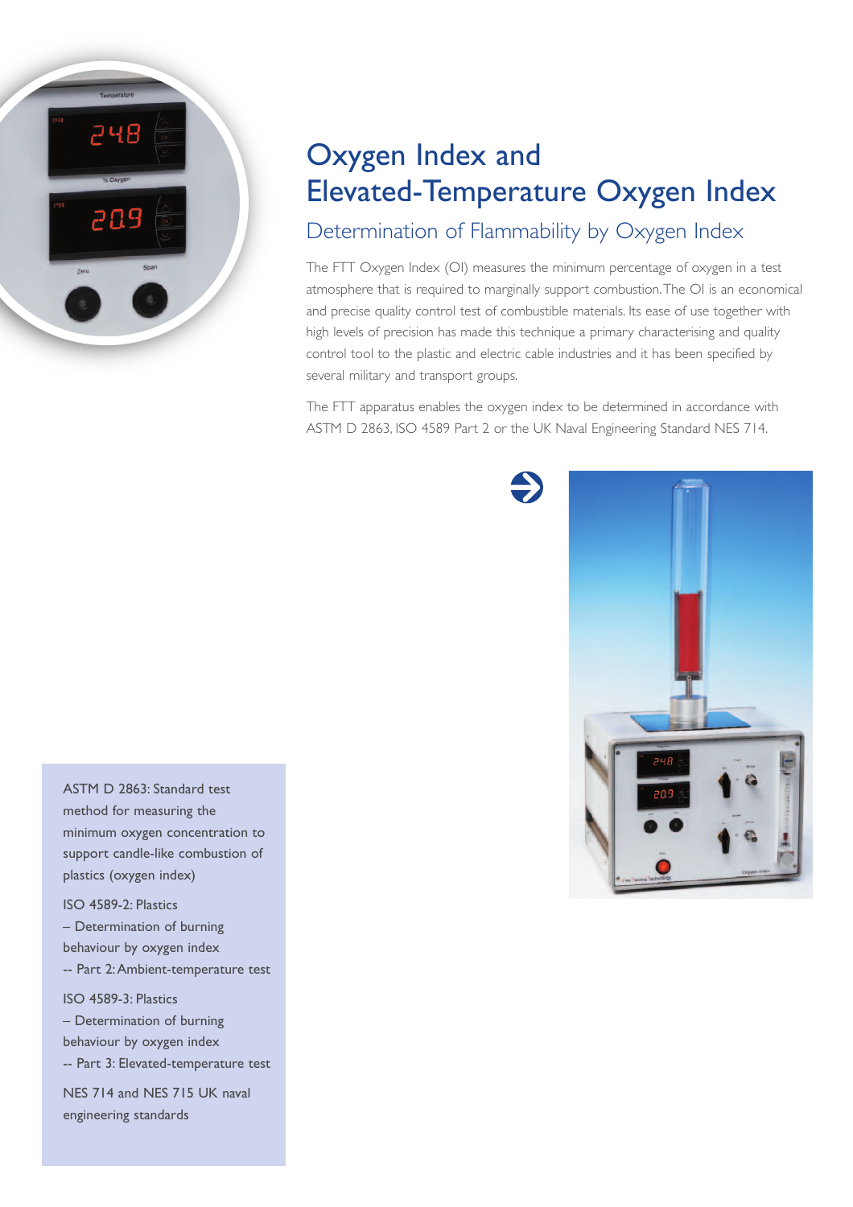# Oxygen Index and Elevated-Temperature Oxygen Index

## Determination of Flammability by Oxygen Index

The FTT Oxygen Index (OI) measures the minimum percentage of oxygen in a test atmosphere that is required to marginally support combustion. The OI is an economical and precise quality control test of combustible materials. Its ease of use together with high levels of precision has made this technique a primary characterising and quality control tool to the plastic and electric cable industries and it has been specified by several military and transport groups.

The FTT apparatus enables the oxygen index to be determined in accordance with ASTM D 2863, ISO 4589 Part 2 or the UK Naval Engineering Standard NES 714.

ASTM D 2863: Standard test method for measuring the minimum oxygen concentration to support candle-like combustion of plastics (oxygen index)

ISO 4589-2: Plastics – Determination of burning behaviour by oxygen index -- Part 2: Ambient-temperature test

ISO 4589-3: Plastics – Determination of burning behaviour by oxygen index -- Part 3: Elevated-temperature test

NES 714 and NES 715 UK naval engineering standards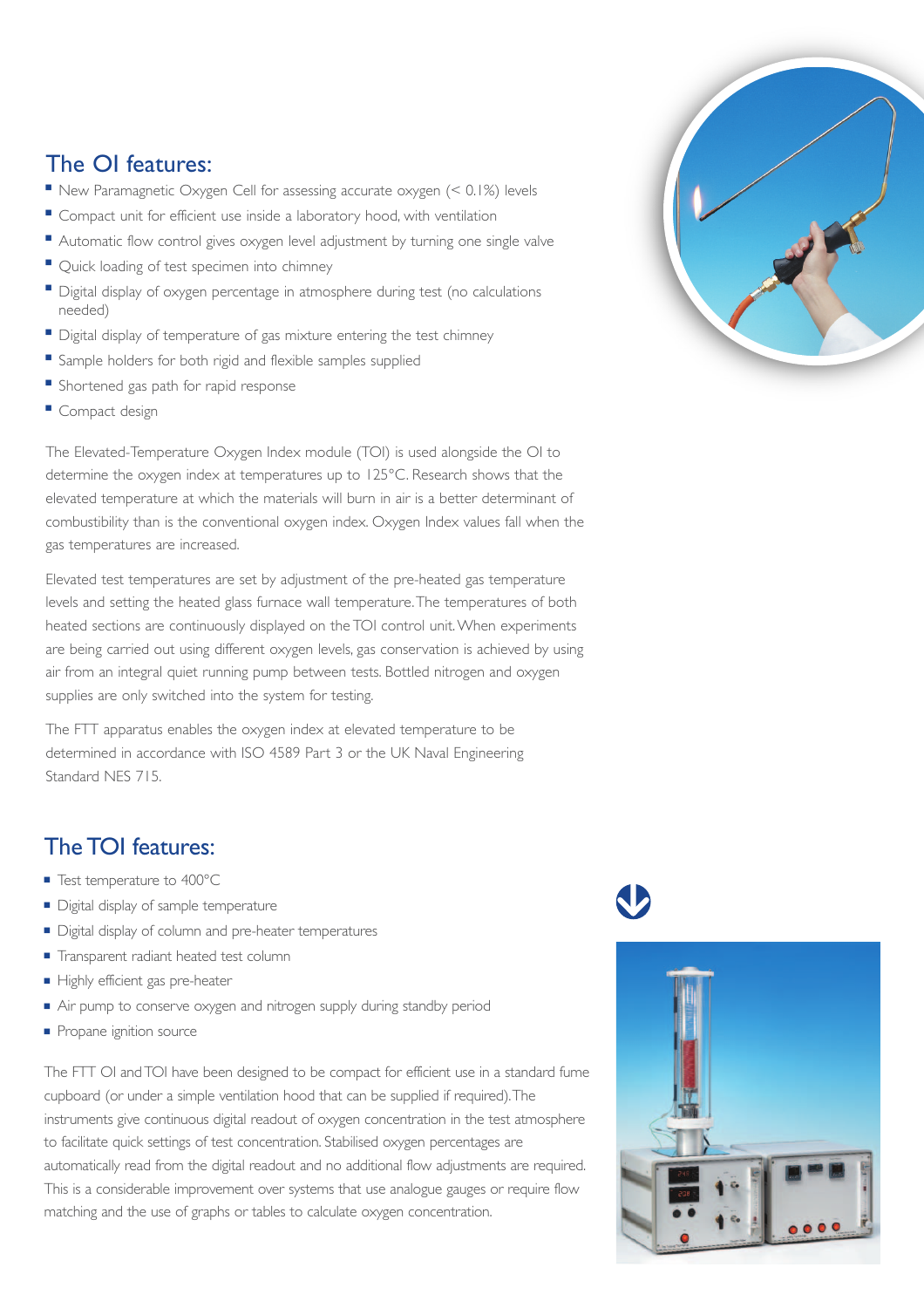## The OI features:

- New Paramagnetic Oxygen Cell for assessing accurate oxygen (< 0.1%) levels
- Compact unit for efficient use inside a laboratory hood, with ventilation
- Automatic flow control gives oxygen level adjustment by turning one single valve
- Quick loading of test specimen into chimney
- Digital display of oxygen percentage in atmosphere during test (no calculations needed)
- Digital display of temperature of gas mixture entering the test chimney
- Sample holders for both rigid and flexible samples supplied
- Shortened gas path for rapid response
- Compact design

The Elevated-Temperature Oxygen Index module (TOI) is used alongside the OI to determine the oxygen index at temperatures up to 125°C. Research shows that the elevated temperature at which the materials will burn in air is a better determinant of combustibility than is the conventional oxygen index. Oxygen Index values fall when the gas temperatures are increased.

Elevated test temperatures are set by adjustment of the pre-heated gas temperature levels and setting the heated glass furnace wall temperature. The temperatures of both heated sections are continuously displayed on the TOI control unit. When experiments are being carried out using different oxygen levels, gas conservation is achieved by using air from an integral quiet running pump between tests. Bottled nitrogen and oxygen supplies are only switched into the system for testing.

The FTT apparatus enables the oxygen index at elevated temperature to be determined in accordance with ISO 4589 Part 3 or the UK Naval Engineering Standard NES 715.

## The TOI features:

- Test temperature to 400°C
- Digital display of sample temperature
- Digital display of column and pre-heater temperatures
- Transparent radiant heated test column
- Highly efficient gas pre-heater
- Air pump to conserve oxygen and nitrogen supply during standby period
- Propane ignition source

The FTT OI and TOI have been designed to be compact for efficient use in a standard fume cupboard (or under a simple ventilation hood that can be supplied if required). The instruments give continuous digital readout of oxygen concentration in the test atmosphere to facilitate quick settings of test concentration. Stabilised oxygen percentages are automatically read from the digital readout and no additional flow adjustments are required. This is a considerable improvement over systems that use analogue gauges or require flow matching and the use of graphs or tables to calculate oxygen concentration.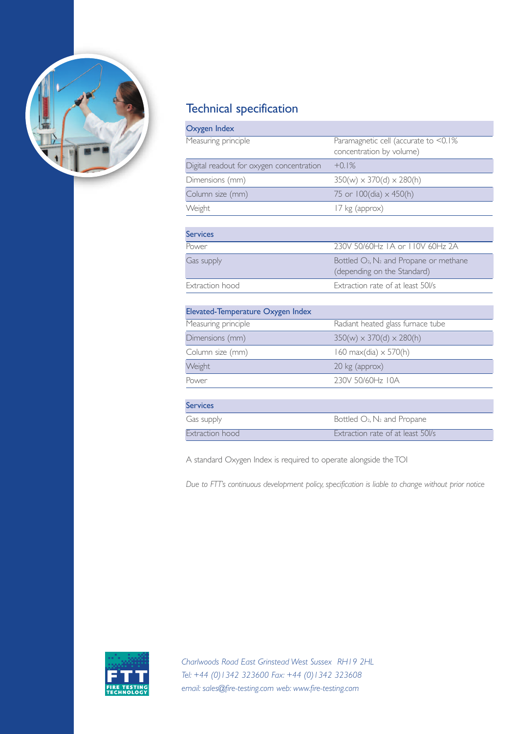## Technical specification

| Oxygen Index | |
|---|---|
| Measuring principle | Paramagnetic cell (accurate to <0.1% concentration by volume) |
| Digital readout for oxygen concentration | +0.1% |
| Dimensions (mm) | 350(w) x 370(d) x 280(h) |
| Column size (mm) | 75 or 100(dia) x 450(h) |
| Weight | 17 kg (approx) |

| Services | |
|---|---|
| Power | 230V 50/60Hz 1A or 110V 60Hz 2A |
| Gas supply | Bottled $O_2$, $N_2$ and Propane or methane (depending on the Standard) |
| Extraction hood | Extraction rate of at least 50l/s |

| Elevated-Temperature Oxygen Index | |
|---|---|
| Measuring principle | Radiant heated glass furnace tube |
| Dimensions (mm) | 350(w) x 370(d) x 280(h) |
| Column size (mm) | 160 max(dia) x 570(h) |
| Weight | 20 kg (approx) |
| Power | 230V 50/60Hz 10A |

| Services | |
|---|---|
| Gas supply | Bottled $O_2$, $N_2$ and Propane |
| Extraction hood | Extraction rate of at least 50l/s |

A standard Oxygen Index is required to operate alongside the TOI

*Due to FTT's continuous development policy, specification is liable to change without prior notice*

FTT FIRE TESTING TECHNOLOGY

*Charlwoods Road East Grinstead West Sussex RH19 2HL*
*Tel: +44 (0)1342 323600 Fax: +44 (0)1342 323608*
*email: sales@fire-testing.com web: www.fire-testing.com*